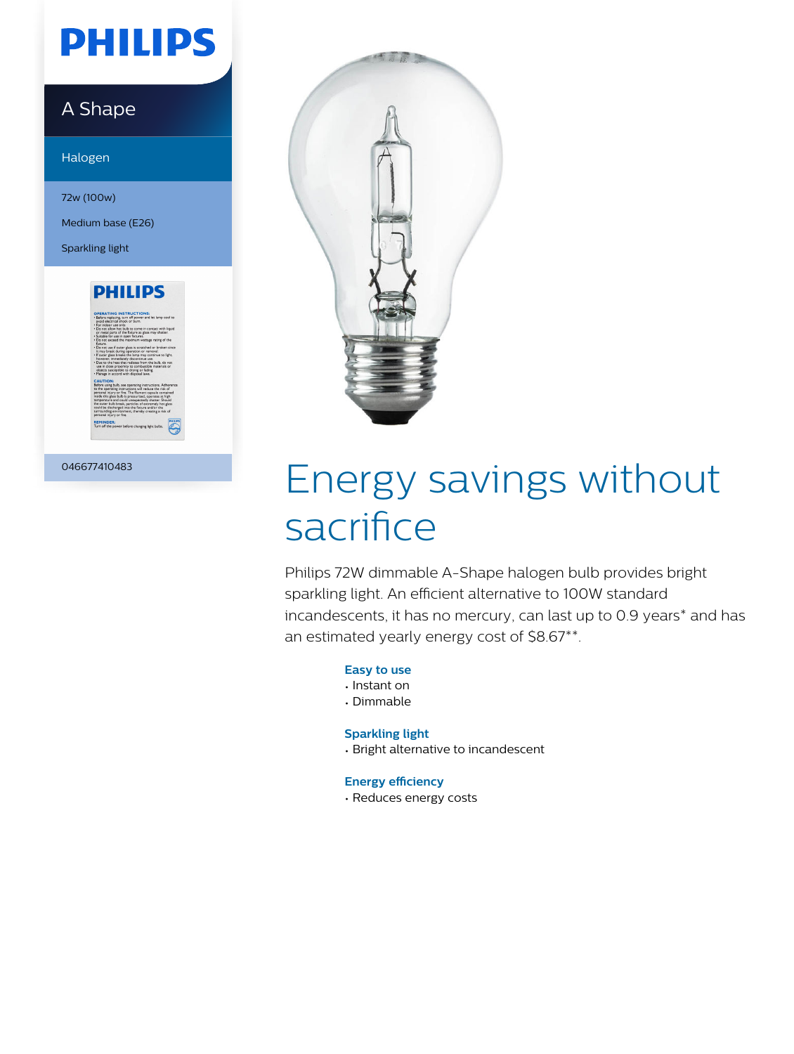PHILIPS

A Shape

Halogen

72w (100w)

Medium base (E26)

Sparkling light

046677410483

# Energy savings without sacrifice

Philips 72W dimmable A-Shape halogen bulb provides bright sparkling light. An efficient alternative to 100W standard incandescents, it has no mercury, can last up to 0.9 years* and has an estimated yearly energy cost of $8.67**.

### Easy to use
- Instant on
- Dimmable

### Sparkling light
- Bright alternative to incandescent

### Energy efficiency
- Reduces energy costs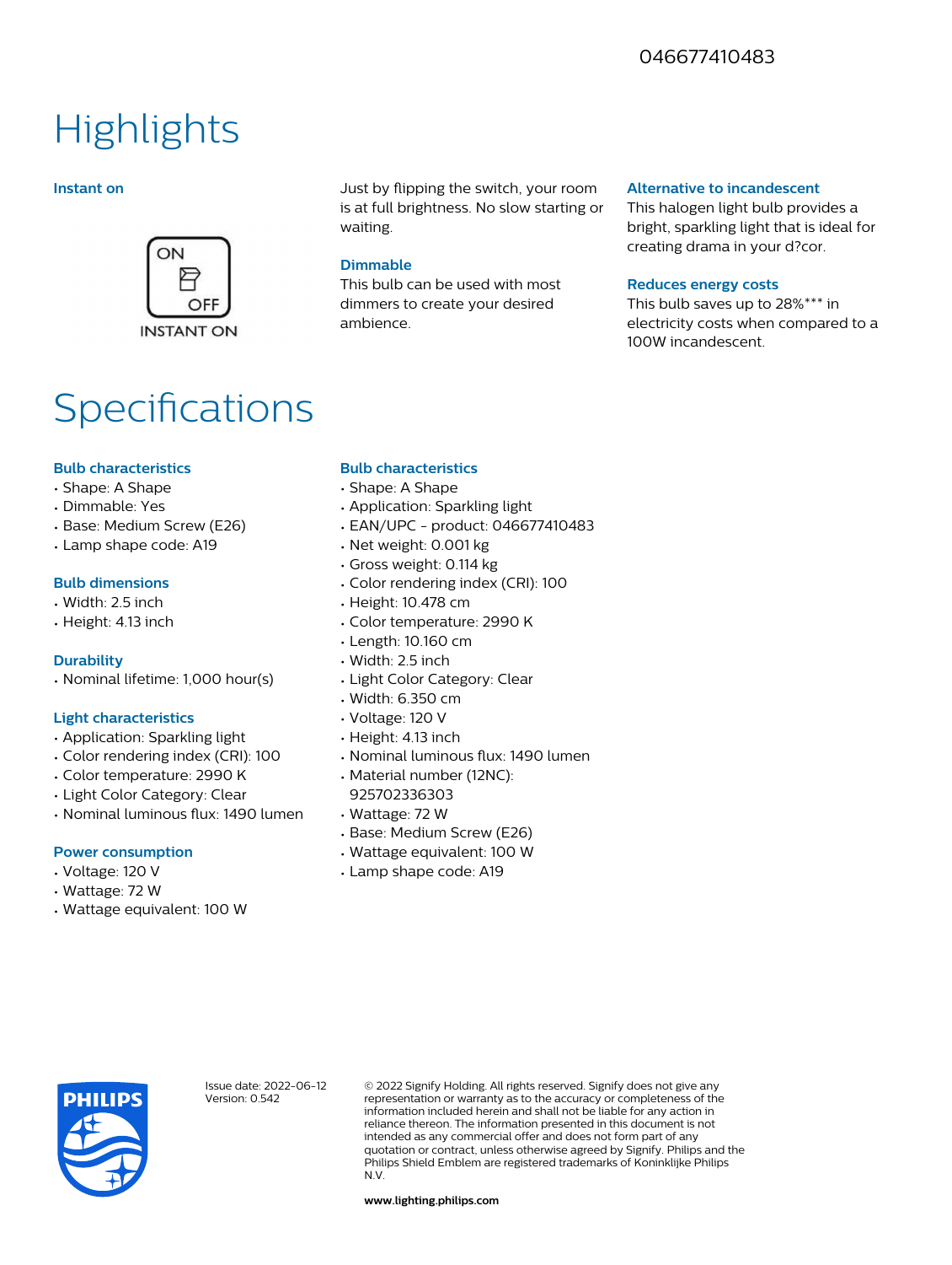046677410483

# Highlights

### Instant on

Just by flipping the switch, your room is at full brightness. No slow starting or waiting.

### Dimmable

This bulb can be used with most dimmers to create your desired ambience.

### Alternative to incandescent

This halogen light bulb provides a bright, sparkling light that is ideal for creating drama in your d?cor.

### Reduces energy costs

This bulb saves up to 28%*** in electricity costs when compared to a 100W incandescent.

# Specifications

### Bulb characteristics

- Shape: A Shape
- Dimmable: Yes
- Base: Medium Screw (E26)
- Lamp shape code: A19

### Bulb dimensions

- Width: 2.5 inch
- Height: 4.13 inch

### Durability

- Nominal lifetime: 1,000 hour(s)

### Light characteristics

- Application: Sparkling light
- Color rendering index (CRI): 100
- Color temperature: 2990 K
- Light Color Category: Clear
- Nominal luminous flux: 1490 lumen

### Power consumption

- Voltage: 120 V
- Wattage: 72 W
- Wattage equivalent: 100 W

### Bulb characteristics

- Shape: A Shape
- Application: Sparkling light
- EAN/UPC - product: 046677410483
- Net weight: 0.001 kg
- Gross weight: 0.114 kg
- Color rendering index (CRI): 100
- Height: 10.478 cm
- Color temperature: 2990 K
- Length: 10.160 cm
- Width: 2.5 inch
- Light Color Category: Clear
- Width: 6.350 cm
- Voltage: 120 V
- Height: 4.13 inch
- Nominal luminous flux: 1490 lumen
- Material number (12NC): 925702336303
- Wattage: 72 W
- Base: Medium Screw (E26)
- Wattage equivalent: 100 W
- Lamp shape code: A19

Issue date: 2022-06-12
Version: 0.542

© 2022 Signify Holding. All rights reserved. Signify does not give any representation or warranty as to the accuracy or completeness of the information included herein and shall not be liable for any action in reliance thereon. The information presented in this document is not intended as any commercial offer and does not form part of any quotation or contract, unless otherwise agreed by Signify. Philips and the Philips Shield Emblem are registered trademarks of Koninklijke Philips N.V.

**www.lighting.philips.com**